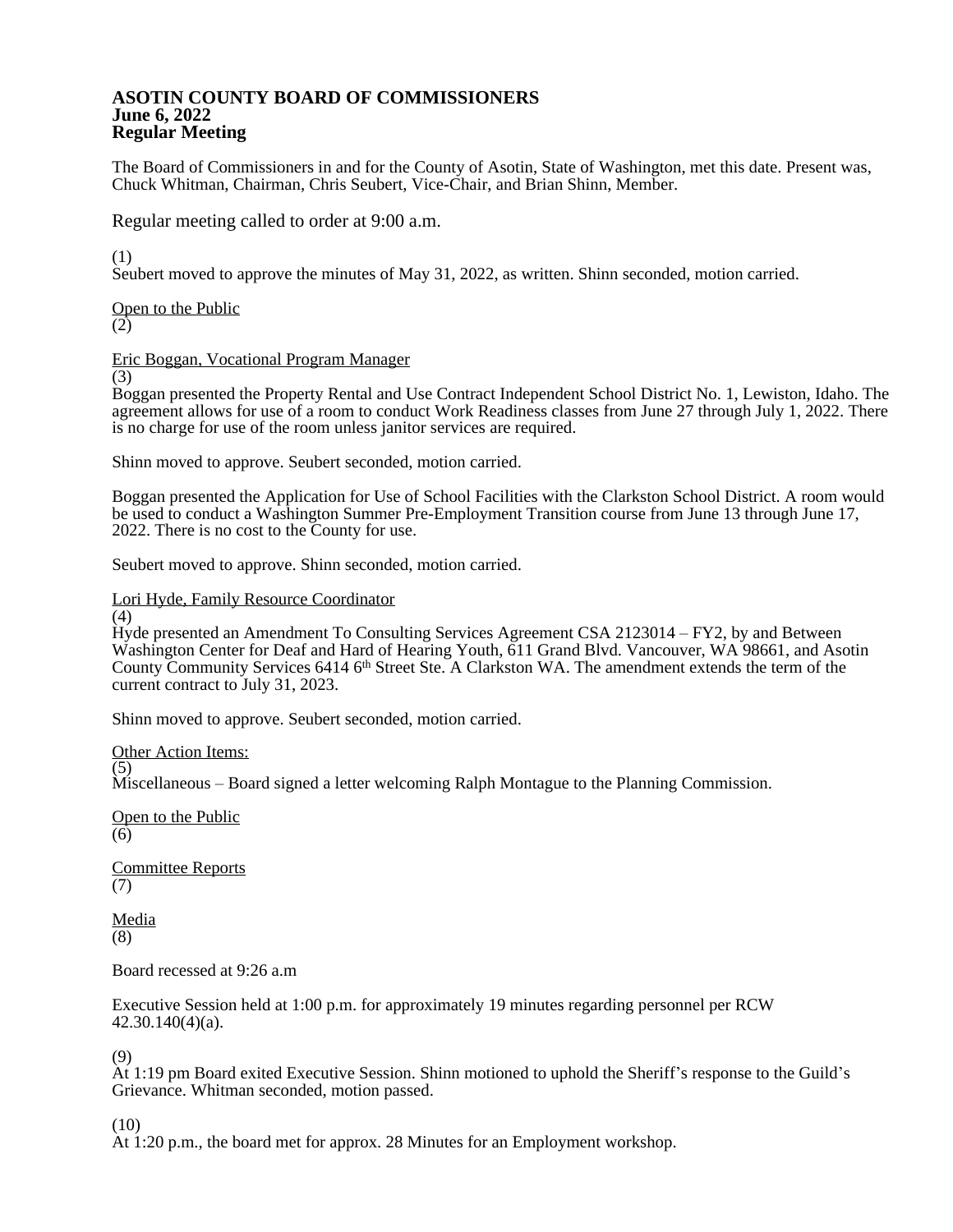# ASOTIN COUNTY BOARD OF COMMISSIONERS
## June 6, 2022
## Regular Meeting

The Board of Commissioners in and for the County of Asotin, State of Washington, met this date. Present was, Chuck Whitman, Chairman, Chris Seubert, Vice-Chair, and Brian Shinn, Member.

Regular meeting called to order at 9:00 a.m.

(1)
Seubert moved to approve the minutes of May 31, 2022, as written. Shinn seconded, motion carried.

Open to the Public
(2)

Eric Boggan, Vocational Program Manager
(3)
Boggan presented the Property Rental and Use Contract Independent School District No. 1, Lewiston, Idaho. The agreement allows for use of a room to conduct Work Readiness classes from June 27 through July 1, 2022. There is no charge for use of the room unless janitor services are required.

Shinn moved to approve. Seubert seconded, motion carried.

Boggan presented the Application for Use of School Facilities with the Clarkston School District. A room would be used to conduct a Washington Summer Pre-Employment Transition course from June 13 through June 17, 2022. There is no cost to the County for use.

Seubert moved to approve. Shinn seconded, motion carried.

Lori Hyde, Family Resource Coordinator
(4)
Hyde presented an Amendment To Consulting Services Agreement CSA 2123014 – FY2, by and Between Washington Center for Deaf and Hard of Hearing Youth, 611 Grand Blvd. Vancouver, WA 98661, and Asotin County Community Services 6414 6th Street Ste. A Clarkston WA. The amendment extends the term of the current contract to July 31, 2023.

Shinn moved to approve. Seubert seconded, motion carried.

Other Action Items:
(5)
Miscellaneous – Board signed a letter welcoming Ralph Montague to the Planning Commission.

Open to the Public
(6)

Committee Reports
(7)

Media
(8)

Board recessed at 9:26 a.m

Executive Session held at 1:00 p.m. for approximately 19 minutes regarding personnel per RCW 42.30.140(4)(a).

(9)
At 1:19 pm Board exited Executive Session. Shinn motioned to uphold the Sheriff's response to the Guild's Grievance. Whitman seconded, motion passed.

(10)
At 1:20 p.m., the board met for approx. 28 Minutes for an Employment workshop.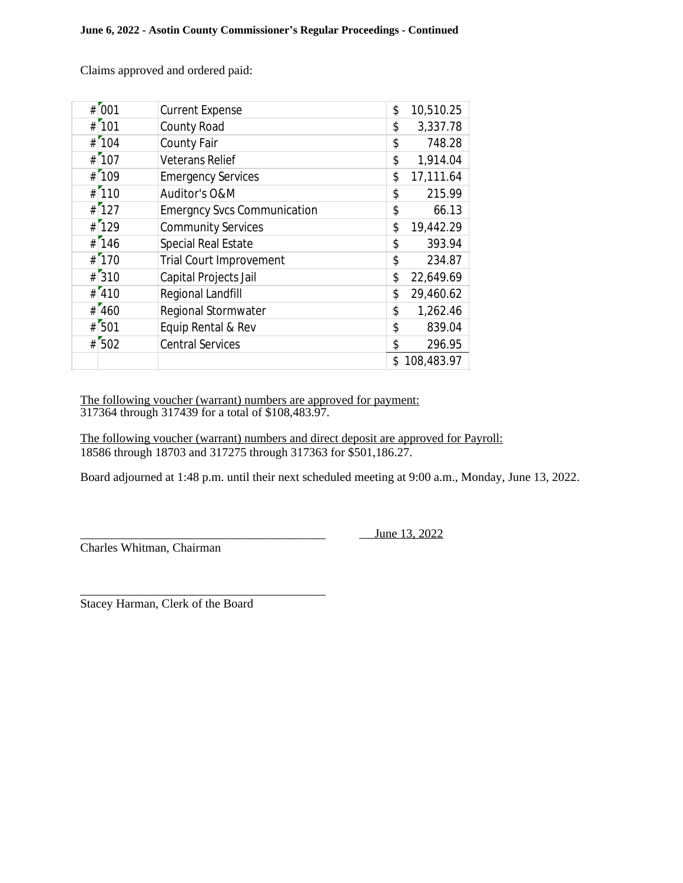**June 6, 2022 - Asotin County Commissioner's Regular Proceedings - Continued**

Claims approved and ordered paid:

| | | |
|---|---|---|
| # 001 | Current Expense | $ 10,510.25 |
| # 101 | County Road | $ 3,337.78 |
| # 104 | County Fair | $ 748.28 |
| # 107 | Veterans Relief | $ 1,914.04 |
| # 109 | Emergency Services | $ 17,111.64 |
| # 110 | Auditor's O&M | $ 215.99 |
| # 127 | Emergncy Svcs Communication | $ 66.13 |
| # 129 | Community Services | $ 19,442.29 |
| # 146 | Special Real Estate | $ 393.94 |
| # 170 | Trial Court Improvement | $ 234.87 |
| # 310 | Capital Projects Jail | $ 22,649.69 |
| # 410 | Regional Landfill | $ 29,460.62 |
| # 460 | Regional Stormwater | $ 1,262.46 |
| # 501 | Equip Rental & Rev | $ 839.04 |
| # 502 | Central Services | $ 296.95 |
| | | $ 108,483.97 |

The following voucher (warrant) numbers are approved for payment:
317364 through 317439 for a total of $108,483.97.

The following voucher (warrant) numbers and direct deposit are approved for Payroll:
18586 through 18703 and 317275 through 317363 for $501,186.27.

Board adjourned at 1:48 p.m. until their next scheduled meeting at 9:00 a.m., Monday, June 13, 2022.

\_\_\_\_\_\_\_\_\_\_\_\_\_\_\_\_\_\_\_\_\_\_\_\_\_\_\_\_\_\_\_\_\_\_\_\_\_\_ June 13, 2022
Charles Whitman, Chairman

\_\_\_\_\_\_\_\_\_\_\_\_\_\_\_\_\_\_\_\_\_\_\_\_\_\_\_\_\_\_\_\_\_\_\_\_\_\_
Stacey Harman, Clerk of the Board